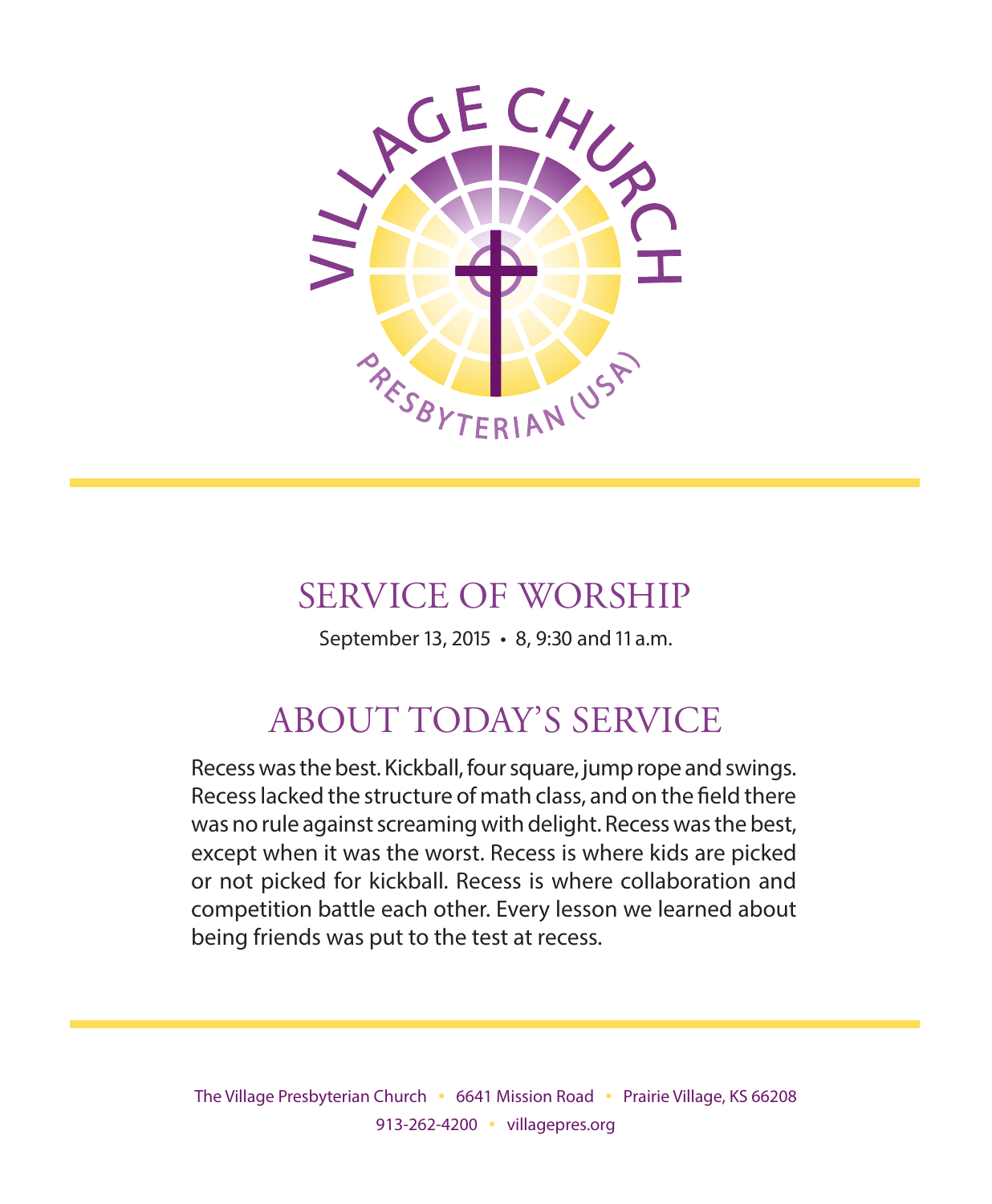VILLAGE CHURCH

PRESBYTERIAN (USA)

# SERVICE OF WORSHIP

September 13, 2015 • 8, 9:30 and 11 a.m.

## ABOUT TODAY'S SERVICE

Recess was the best. Kickball, four square, jump rope and swings. Recess lacked the structure of math class, and on the field there was no rule against screaming with delight. Recess was the best, except when it was the worst. Recess is where kids are picked or not picked for kickball. Recess is where collaboration and competition battle each other. Every lesson we learned about being friends was put to the test at recess.

The Village Presbyterian Church • 6641 Mission Road • Prairie Village, KS 66208
913-262-4200 • villagepres.org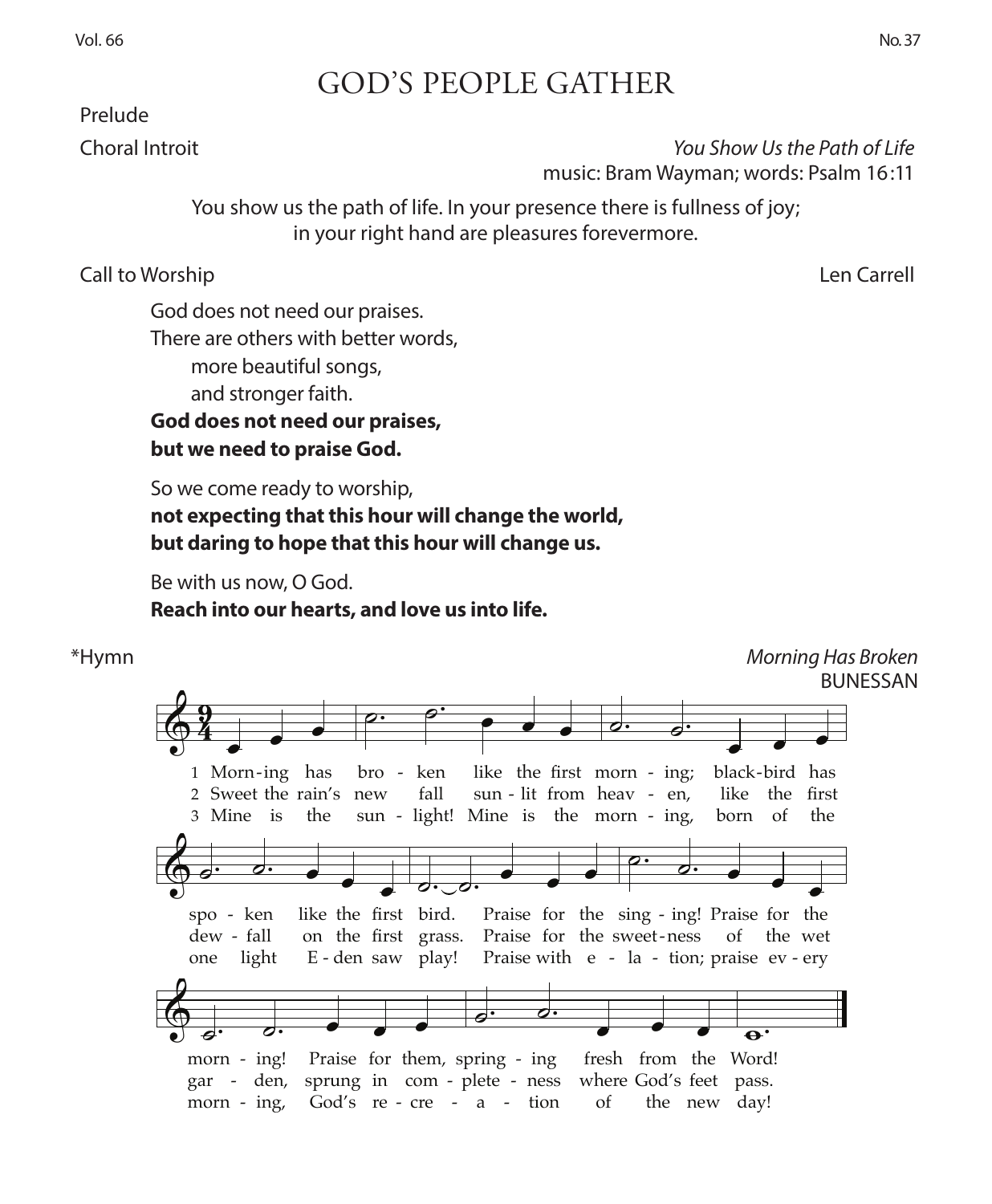# GOD'S PEOPLE GATHER

Prelude

Choral Introit *You Show Us the Path of Life*
music: Bram Wayman; words: Psalm 16:11

You show us the path of life. In your presence there is fullness of joy;
in your right hand are pleasures forevermore.

Call to Worship Len Carrell

God does not need our praises.
There are others with better words,
more beautiful songs,
and stronger faith.
**God does not need our praises,**
**but we need to praise God.**

So we come ready to worship,
**not expecting that this hour will change the world,**
**but daring to hope that this hour will change us.**

Be with us now, O God.
**Reach into our hearts, and love us into life.**

*Hymn *Morning Has Broken*
BUNESSAN

1 Morn-ing has bro - ken like the first morn - ing; black-bird has spo - ken like the first bird. Praise for the sing - ing! Praise for the morn - ing! Praise for them, spring - ing fresh from the Word!

2 Sweet the rain's new fall sun - lit from heav - en, like the first dew - fall on the first grass. Praise for the sweet-ness of the wet gar - den, sprung in com - plete - ness where God's feet pass.

3 Mine is the sun - light! Mine is the morn - ing, born of the one light E - den saw play! Praise with e - la - tion; praise ev - ery morn - ing, God's re - cre - a - tion of the new day!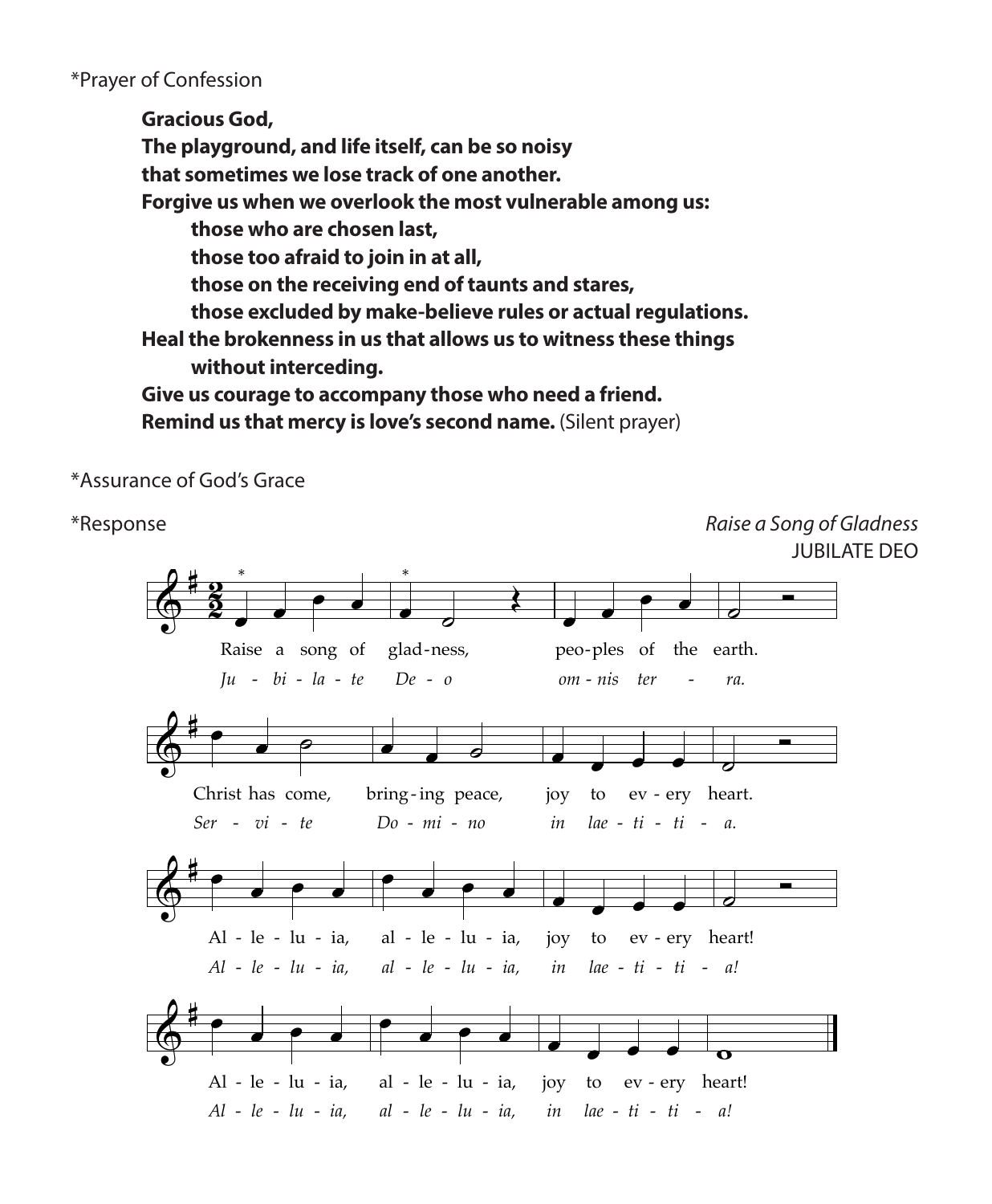*Prayer of Confession

> **Gracious God,**
> **The playground, and life itself, can be so noisy**
> **that sometimes we lose track of one another.**
> **Forgive us when we overlook the most vulnerable among us:**
> > **those who are chosen last,**
> > **those too afraid to join in at all,**
> > **those on the receiving end of taunts and stares,**
> > **those excluded by make-believe rules or actual regulations.**
>
> **Heal the brokenness in us that allows us to witness these things**
> > **without interceding.**
>
> **Give us courage to accompany those who need a friend.**
> **Remind us that mercy is love's second name.** (Silent prayer)

*Assurance of God's Grace

*Response *Raise a Song of Gladness*
JUBILATE DEO

Raise a song of gladness, peoples of the earth.
*Jubilate Deo omnis terra.*

Christ has come, bringing peace, joy to every heart.
*Servite Domino in laetitia.*

Alleluia, alleluia, joy to every heart!
*Alleluia, alleluia, in laetitia!*

Alleluia, alleluia, joy to every heart!
*Alleluia, alleluia, in laetitia!*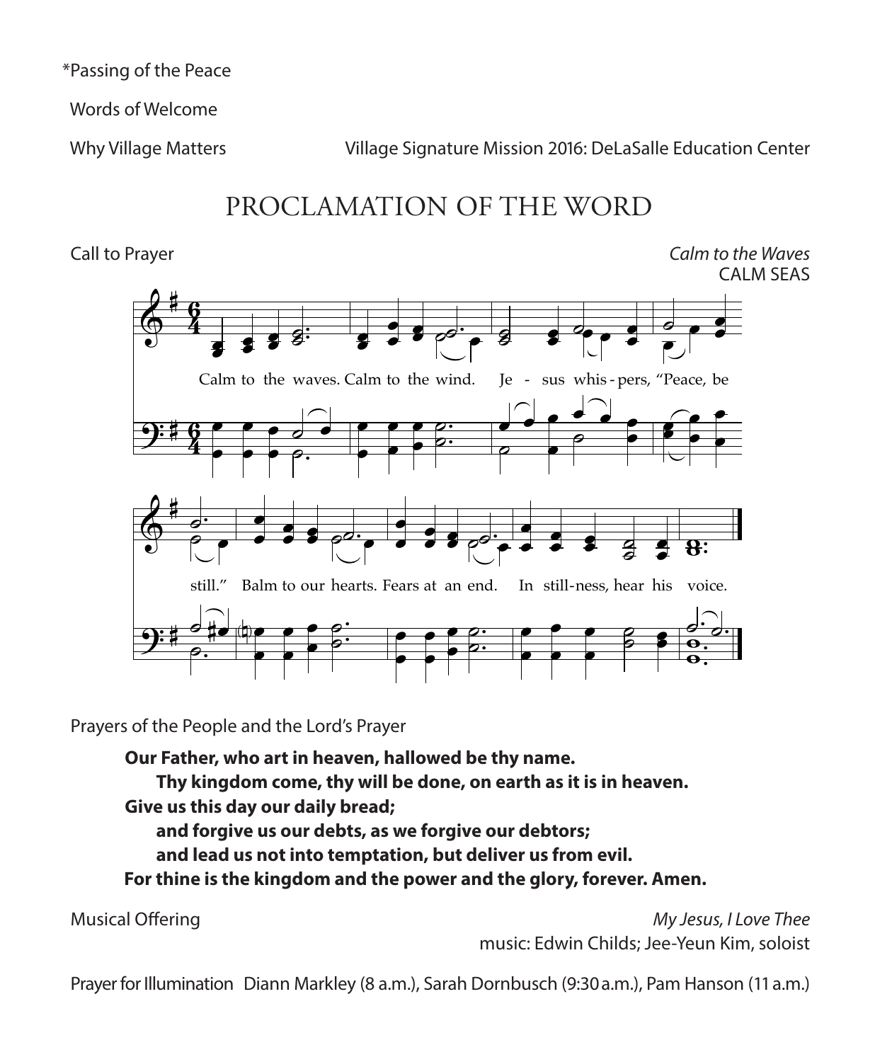*Passing of the Peace

Words of Welcome

Why Village Matters — Village Signature Mission 2016: DeLaSalle Education Center

# PROCLAMATION OF THE WORD

Call to Prayer — *Calm to the Waves*
CALM SEAS

Calm to the waves. Calm to the wind. Je - sus whis - pers, "Peace, be still." Balm to our hearts. Fears at an end. In still - ness, hear his voice.

Prayers of the People and the Lord's Prayer

**Our Father, who art in heaven, hallowed be thy name.**
**Thy kingdom come, thy will be done, on earth as it is in heaven.**
**Give us this day our daily bread;**
**and forgive us our debts, as we forgive our debtors;**
**and lead us not into temptation, but deliver us from evil.**
**For thine is the kingdom and the power and the glory, forever. Amen.**

Musical Offering — *My Jesus, I Love Thee*
music: Edwin Childs; Jee-Yeun Kim, soloist

Prayer for Illumination — Diann Markley (8 a.m.), Sarah Dornbusch (9:30 a.m.), Pam Hanson (11 a.m.)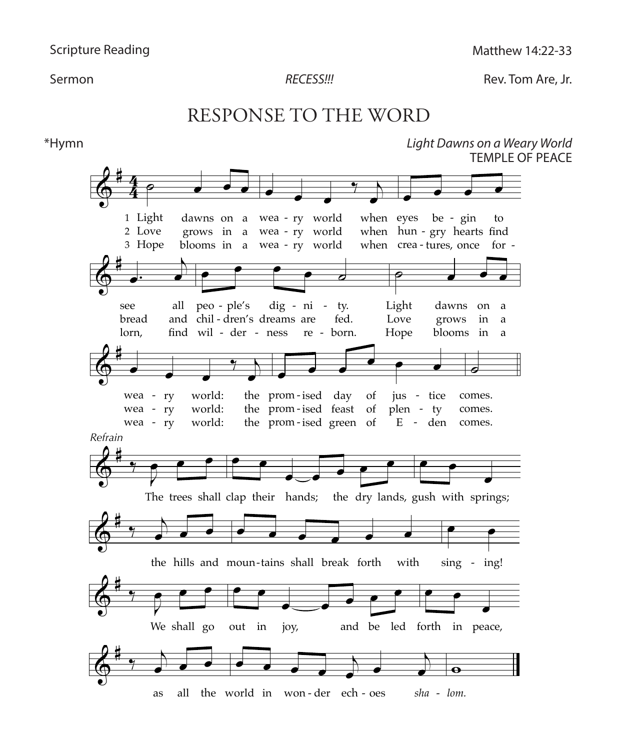Scripture Reading Matthew 14:22-33

Sermon *RECESS!!!* Rev. Tom Are, Jr.

## RESPONSE TO THE WORD

*Hymn *Light Dawns on a Weary World*
TEMPLE OF PEACE

1 Light dawns on a weary world when eyes begin to see all people's dignity. Light dawns on a weary world: the promised day of justice comes.

2 Love grows in a weary world when hungry hearts find bread and children's dreams are fed. Love grows in a weary world: the promised feast of plenty comes.

3 Hope blooms in a weary world when creatures, once forlorn, find wilderness reborn. Hope blooms in a weary world: the promised green of Eden comes.

*Refrain*

The trees shall clap their hands; the dry lands, gush with springs; the hills and mountains shall break forth with singing! We shall go out in joy, and be led forth in peace, as all the world in wonder echoes *shalom.*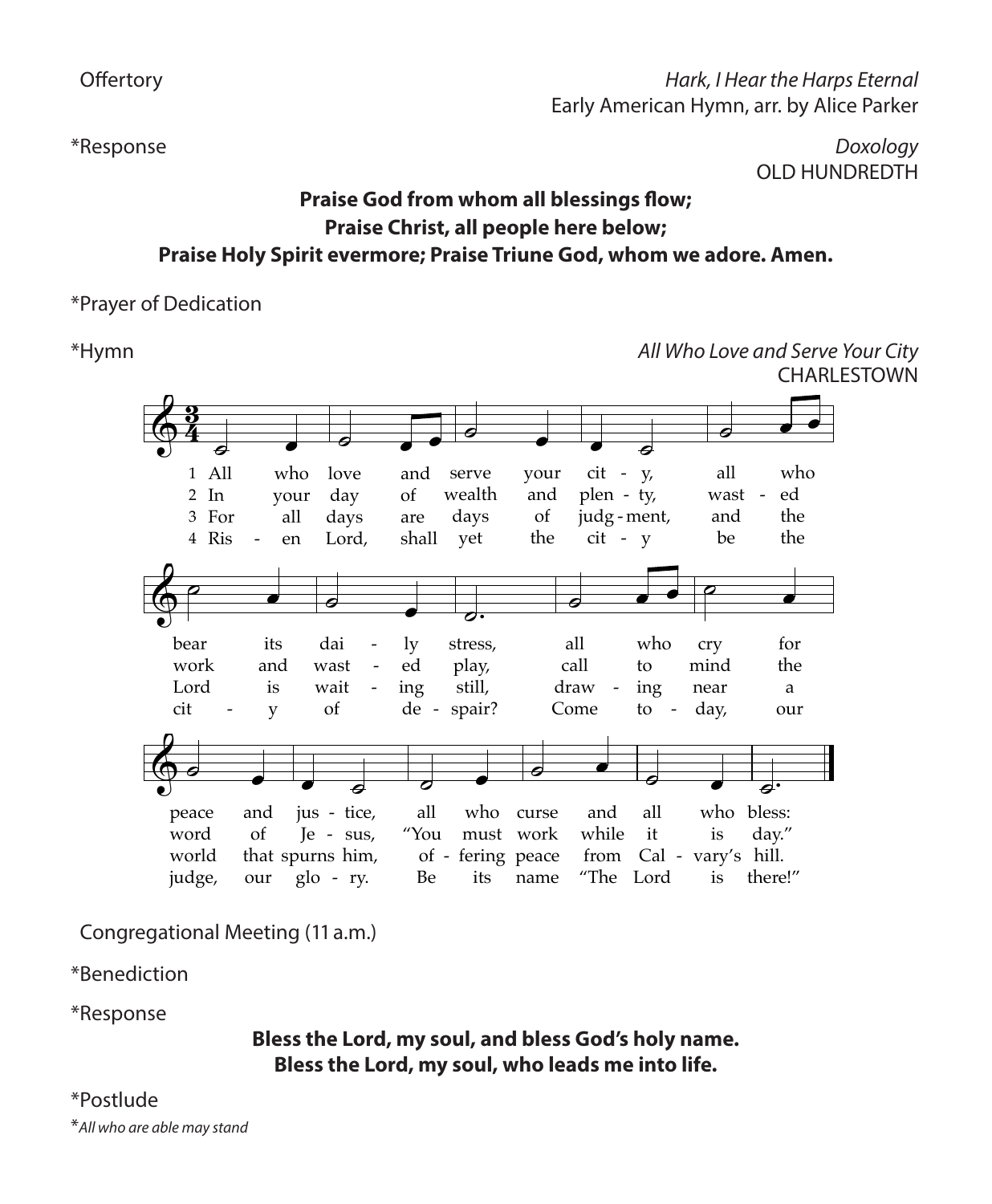Offertory *Hark, I Hear the Harps Eternal*
Early American Hymn, arr. by Alice Parker

*Response *Doxology*
OLD HUNDREDTH

**Praise God from whom all blessings flow;**
**Praise Christ, all people here below;**
**Praise Holy Spirit evermore; Praise Triune God, whom we adore. Amen.**

*Prayer of Dedication

*Hymn *All Who Love and Serve Your City*
CHARLESTOWN

1 All who love and serve your city, all who bear its daily stress, all who cry for peace and justice, all who curse and all who bless:

2 In your day of wealth and plenty, wasted work and wasted play, call to mind the word of Jesus, "You must work while it is day."

3 For all days are days of judgment, and the Lord is waiting still, drawing near a world that spurns him, offering peace from Calvary's hill.

4 Risen Lord, shall yet the city be the city of despair? Come today, our judge, our glory. Be its name "The Lord is there!"

Congregational Meeting (11 a.m.)

*Benediction

*Response

**Bless the Lord, my soul, and bless God's holy name.**
**Bless the Lord, my soul, who leads me into life.**

*Postlude

**All who are able may stand*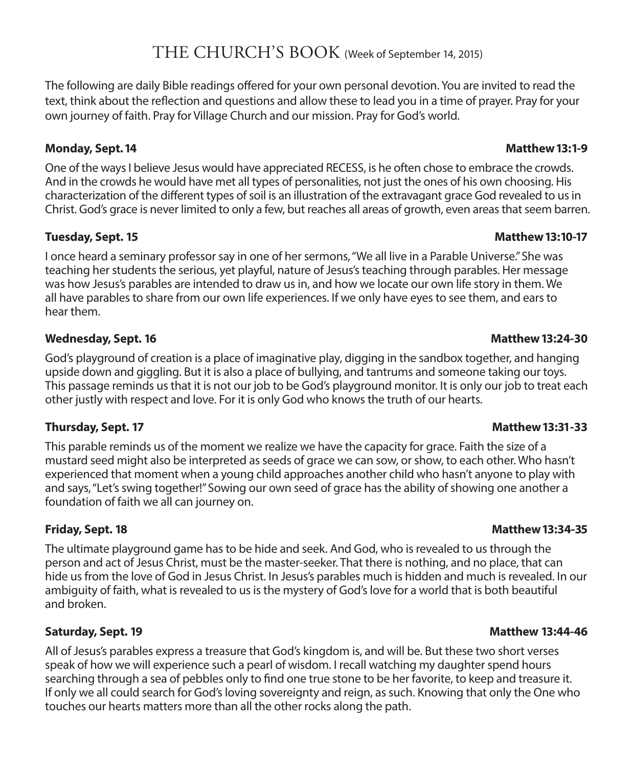# THE CHURCH'S BOOK (Week of September 14, 2015)

The following are daily Bible readings offered for your own personal devotion. You are invited to read the text, think about the reflection and questions and allow these to lead you in a time of prayer. Pray for your own journey of faith. Pray for Village Church and our mission. Pray for God's world.

**Monday, Sept. 14** **Matthew 13:1-9**

One of the ways I believe Jesus would have appreciated RECESS, is he often chose to embrace the crowds. And in the crowds he would have met all types of personalities, not just the ones of his own choosing. His characterization of the different types of soil is an illustration of the extravagant grace God revealed to us in Christ. God's grace is never limited to only a few, but reaches all areas of growth, even areas that seem barren.

**Tuesday, Sept. 15** **Matthew 13:10-17**

I once heard a seminary professor say in one of her sermons, "We all live in a Parable Universe." She was teaching her students the serious, yet playful, nature of Jesus's teaching through parables. Her message was how Jesus's parables are intended to draw us in, and how we locate our own life story in them. We all have parables to share from our own life experiences. If we only have eyes to see them, and ears to hear them.

**Wednesday, Sept. 16** **Matthew 13:24-30**

God's playground of creation is a place of imaginative play, digging in the sandbox together, and hanging upside down and giggling. But it is also a place of bullying, and tantrums and someone taking our toys. This passage reminds us that it is not our job to be God's playground monitor. It is only our job to treat each other justly with respect and love. For it is only God who knows the truth of our hearts.

**Thursday, Sept. 17** **Matthew 13:31-33**

This parable reminds us of the moment we realize we have the capacity for grace. Faith the size of a mustard seed might also be interpreted as seeds of grace we can sow, or show, to each other. Who hasn't experienced that moment when a young child approaches another child who hasn't anyone to play with and says, "Let's swing together!" Sowing our own seed of grace has the ability of showing one another a foundation of faith we all can journey on.

**Friday, Sept. 18** **Matthew 13:34-35**

The ultimate playground game has to be hide and seek. And God, who is revealed to us through the person and act of Jesus Christ, must be the master-seeker. That there is nothing, and no place, that can hide us from the love of God in Jesus Christ. In Jesus's parables much is hidden and much is revealed. In our ambiguity of faith, what is revealed to us is the mystery of God's love for a world that is both beautiful and broken.

**Saturday, Sept. 19** **Matthew 13:44-46**

All of Jesus's parables express a treasure that God's kingdom is, and will be. But these two short verses speak of how we will experience such a pearl of wisdom. I recall watching my daughter spend hours searching through a sea of pebbles only to find one true stone to be her favorite, to keep and treasure it. If only we all could search for God's loving sovereignty and reign, as such. Knowing that only the One who touches our hearts matters more than all the other rocks along the path.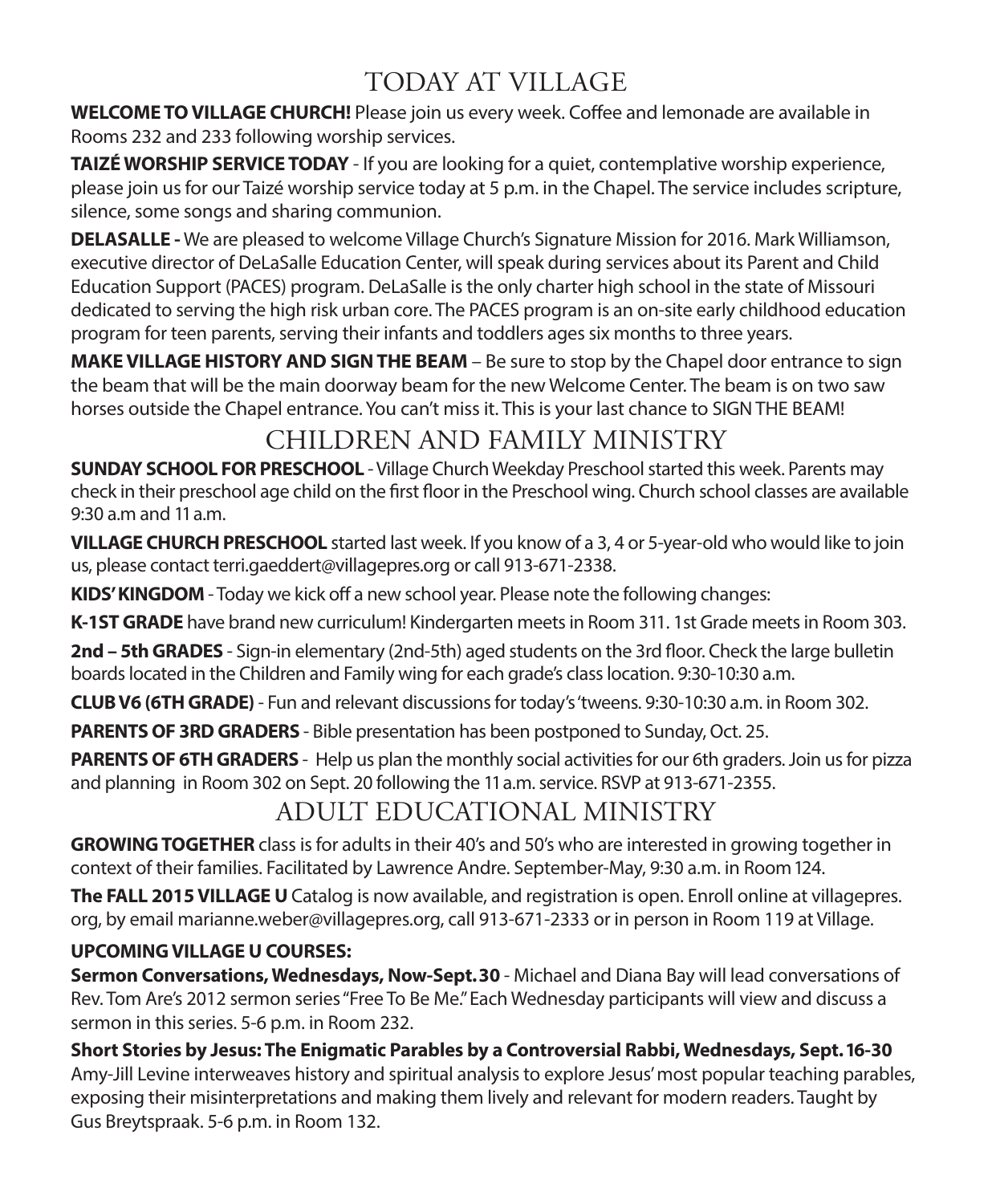# TODAY AT VILLAGE

**WELCOME TO VILLAGE CHURCH!** Please join us every week. Coffee and lemonade are available in Rooms 232 and 233 following worship services.

**TAIZÉ WORSHIP SERVICE TODAY** - If you are looking for a quiet, contemplative worship experience, please join us for our Taizé worship service today at 5 p.m. in the Chapel. The service includes scripture, silence, some songs and sharing communion.

**DELASALLE -** We are pleased to welcome Village Church's Signature Mission for 2016. Mark Williamson, executive director of DeLaSalle Education Center, will speak during services about its Parent and Child Education Support (PACES) program. DeLaSalle is the only charter high school in the state of Missouri dedicated to serving the high risk urban core. The PACES program is an on-site early childhood education program for teen parents, serving their infants and toddlers ages six months to three years.

**MAKE VILLAGE HISTORY AND SIGN THE BEAM** – Be sure to stop by the Chapel door entrance to sign the beam that will be the main doorway beam for the new Welcome Center. The beam is on two saw horses outside the Chapel entrance. You can't miss it. This is your last chance to SIGN THE BEAM!

# CHILDREN AND FAMILY MINISTRY

**SUNDAY SCHOOL FOR PRESCHOOL** - Village Church Weekday Preschool started this week. Parents may check in their preschool age child on the first floor in the Preschool wing. Church school classes are available 9:30 a.m and 11 a.m.

**VILLAGE CHURCH PRESCHOOL** started last week. If you know of a 3, 4 or 5-year-old who would like to join us, please contact terri.gaeddert@villagepres.org or call 913-671-2338.

**KIDS' KINGDOM** - Today we kick off a new school year. Please note the following changes:

**K-1ST GRADE** have brand new curriculum! Kindergarten meets in Room 311. 1st Grade meets in Room 303.

**2nd – 5th GRADES** - Sign-in elementary (2nd-5th) aged students on the 3rd floor. Check the large bulletin boards located in the Children and Family wing for each grade's class location. 9:30-10:30 a.m.

**CLUB V6 (6TH GRADE)** - Fun and relevant discussions for today's 'tweens. 9:30-10:30 a.m. in Room 302.

**PARENTS OF 3RD GRADERS** - Bible presentation has been postponed to Sunday, Oct. 25.

**PARENTS OF 6TH GRADERS** - Help us plan the monthly social activities for our 6th graders. Join us for pizza and planning in Room 302 on Sept. 20 following the 11 a.m. service. RSVP at 913-671-2355.

# ADULT EDUCATIONAL MINISTRY

**GROWING TOGETHER** class is for adults in their 40's and 50's who are interested in growing together in context of their families. Facilitated by Lawrence Andre. September-May, 9:30 a.m. in Room 124.

**The FALL 2015 VILLAGE U** Catalog is now available, and registration is open. Enroll online at villagepres.org, by email marianne.weber@villagepres.org, call 913-671-2333 or in person in Room 119 at Village.

**UPCOMING VILLAGE U COURSES:**

**Sermon Conversations, Wednesdays, Now-Sept. 30** - Michael and Diana Bay will lead conversations of Rev. Tom Are's 2012 sermon series "Free To Be Me." Each Wednesday participants will view and discuss a sermon in this series. 5-6 p.m. in Room 232.

**Short Stories by Jesus: The Enigmatic Parables by a Controversial Rabbi, Wednesdays, Sept. 16-30**
Amy-Jill Levine interweaves history and spiritual analysis to explore Jesus' most popular teaching parables, exposing their misinterpretations and making them lively and relevant for modern readers. Taught by Gus Breytspraak. 5-6 p.m. in Room 132.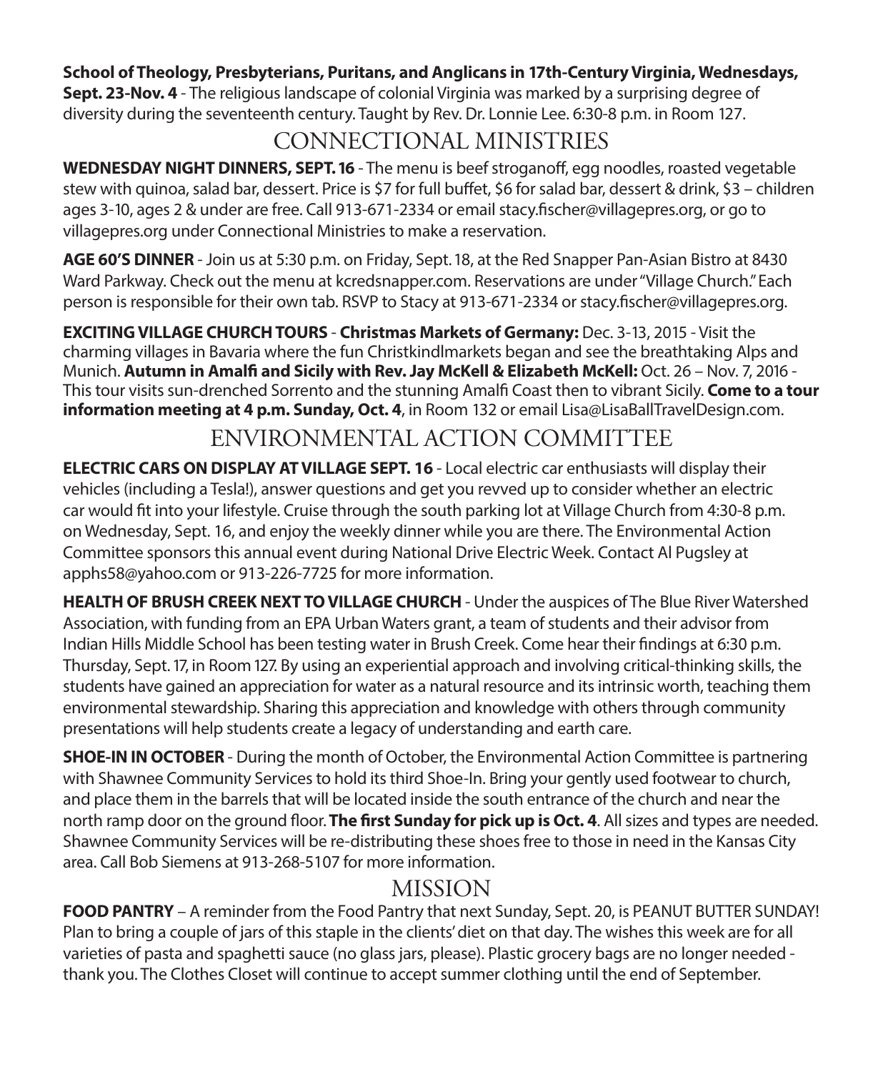**School of Theology, Presbyterians, Puritans, and Anglicans in 17th-Century Virginia, Wednesdays, Sept. 23-Nov. 4** - The religious landscape of colonial Virginia was marked by a surprising degree of diversity during the seventeenth century. Taught by Rev. Dr. Lonnie Lee. 6:30-8 p.m. in Room 127.

## CONNECTIONAL MINISTRIES

**WEDNESDAY NIGHT DINNERS, SEPT. 16** - The menu is beef stroganoff, egg noodles, roasted vegetable stew with quinoa, salad bar, dessert. Price is $7 for full buffet, $6 for salad bar, dessert & drink, $3 – children ages 3-10, ages 2 & under are free. Call 913-671-2334 or email stacy.fischer@villagepres.org, or go to villagepres.org under Connectional Ministries to make a reservation.

**AGE 60'S DINNER** - Join us at 5:30 p.m. on Friday, Sept. 18, at the Red Snapper Pan-Asian Bistro at 8430 Ward Parkway. Check out the menu at kcredsnapper.com. Reservations are under "Village Church." Each person is responsible for their own tab. RSVP to Stacy at 913-671-2334 or stacy.fischer@villagepres.org.

**EXCITING VILLAGE CHURCH TOURS** - **Christmas Markets of Germany:** Dec. 3-13, 2015 - Visit the charming villages in Bavaria where the fun Christkindlmarkets began and see the breathtaking Alps and Munich. **Autumn in Amalfi and Sicily with Rev. Jay McKell & Elizabeth McKell:** Oct. 26 – Nov. 7, 2016 - This tour visits sun-drenched Sorrento and the stunning Amalfi Coast then to vibrant Sicily. **Come to a tour information meeting at 4 p.m. Sunday, Oct. 4**, in Room 132 or email Lisa@LisaBallTravelDesign.com.

## ENVIRONMENTAL ACTION COMMITTEE

**ELECTRIC CARS ON DISPLAY AT VILLAGE SEPT. 16** - Local electric car enthusiasts will display their vehicles (including a Tesla!), answer questions and get you revved up to consider whether an electric car would fit into your lifestyle. Cruise through the south parking lot at Village Church from 4:30-8 p.m. on Wednesday, Sept. 16, and enjoy the weekly dinner while you are there. The Environmental Action Committee sponsors this annual event during National Drive Electric Week. Contact Al Pugsley at apphs58@yahoo.com or 913-226-7725 for more information.

**HEALTH OF BRUSH CREEK NEXT TO VILLAGE CHURCH** - Under the auspices of The Blue River Watershed Association, with funding from an EPA Urban Waters grant, a team of students and their advisor from Indian Hills Middle School has been testing water in Brush Creek. Come hear their findings at 6:30 p.m. Thursday, Sept. 17, in Room 127. By using an experiential approach and involving critical-thinking skills, the students have gained an appreciation for water as a natural resource and its intrinsic worth, teaching them environmental stewardship. Sharing this appreciation and knowledge with others through community presentations will help students create a legacy of understanding and earth care.

**SHOE-IN IN OCTOBER** - During the month of October, the Environmental Action Committee is partnering with Shawnee Community Services to hold its third Shoe-In. Bring your gently used footwear to church, and place them in the barrels that will be located inside the south entrance of the church and near the north ramp door on the ground floor. **The first Sunday for pick up is Oct. 4**. All sizes and types are needed. Shawnee Community Services will be re-distributing these shoes free to those in need in the Kansas City area. Call Bob Siemens at 913-268-5107 for more information.

## MISSION

**FOOD PANTRY** – A reminder from the Food Pantry that next Sunday, Sept. 20, is PEANUT BUTTER SUNDAY! Plan to bring a couple of jars of this staple in the clients' diet on that day. The wishes this week are for all varieties of pasta and spaghetti sauce (no glass jars, please). Plastic grocery bags are no longer needed - thank you. The Clothes Closet will continue to accept summer clothing until the end of September.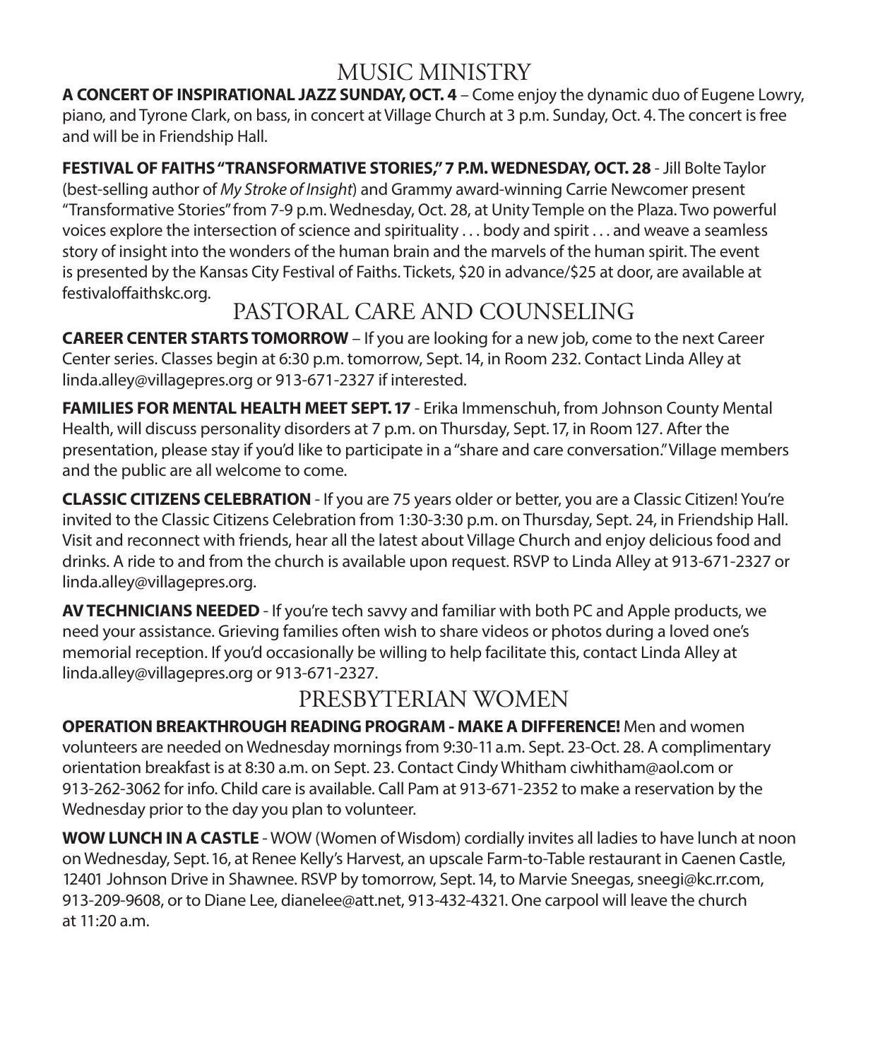## MUSIC MINISTRY

**A CONCERT OF INSPIRATIONAL JAZZ SUNDAY, OCT. 4** – Come enjoy the dynamic duo of Eugene Lowry, piano, and Tyrone Clark, on bass, in concert at Village Church at 3 p.m. Sunday, Oct. 4. The concert is free and will be in Friendship Hall.

**FESTIVAL OF FAITHS "TRANSFORMATIVE STORIES," 7 P.M. WEDNESDAY, OCT. 28** - Jill Bolte Taylor (best-selling author of *My Stroke of Insight*) and Grammy award-winning Carrie Newcomer present "Transformative Stories" from 7-9 p.m. Wednesday, Oct. 28, at Unity Temple on the Plaza. Two powerful voices explore the intersection of science and spirituality . . . body and spirit . . . and weave a seamless story of insight into the wonders of the human brain and the marvels of the human spirit. The event is presented by the Kansas City Festival of Faiths. Tickets, $20 in advance/$25 at door, are available at festivaloffaithskc.org.

## PASTORAL CARE AND COUNSELING

**CAREER CENTER STARTS TOMORROW** – If you are looking for a new job, come to the next Career Center series. Classes begin at 6:30 p.m. tomorrow, Sept. 14, in Room 232. Contact Linda Alley at linda.alley@villagepres.org or 913-671-2327 if interested.

**FAMILIES FOR MENTAL HEALTH MEET SEPT. 17** - Erika Immenschuh, from Johnson County Mental Health, will discuss personality disorders at 7 p.m. on Thursday, Sept. 17, in Room 127. After the presentation, please stay if you'd like to participate in a "share and care conversation." Village members and the public are all welcome to come.

**CLASSIC CITIZENS CELEBRATION** - If you are 75 years older or better, you are a Classic Citizen! You're invited to the Classic Citizens Celebration from 1:30-3:30 p.m. on Thursday, Sept. 24, in Friendship Hall. Visit and reconnect with friends, hear all the latest about Village Church and enjoy delicious food and drinks. A ride to and from the church is available upon request. RSVP to Linda Alley at 913-671-2327 or linda.alley@villagepres.org.

**AV TECHNICIANS NEEDED** - If you're tech savvy and familiar with both PC and Apple products, we need your assistance. Grieving families often wish to share videos or photos during a loved one's memorial reception. If you'd occasionally be willing to help facilitate this, contact Linda Alley at linda.alley@villagepres.org or 913-671-2327.

## PRESBYTERIAN WOMEN

**OPERATION BREAKTHROUGH READING PROGRAM - MAKE A DIFFERENCE!** Men and women volunteers are needed on Wednesday mornings from 9:30-11 a.m. Sept. 23-Oct. 28. A complimentary orientation breakfast is at 8:30 a.m. on Sept. 23. Contact Cindy Whitham ciwhitham@aol.com or 913-262-3062 for info. Child care is available. Call Pam at 913-671-2352 to make a reservation by the Wednesday prior to the day you plan to volunteer.

**WOW LUNCH IN A CASTLE** - WOW (Women of Wisdom) cordially invites all ladies to have lunch at noon on Wednesday, Sept. 16, at Renee Kelly's Harvest, an upscale Farm-to-Table restaurant in Caenen Castle, 12401 Johnson Drive in Shawnee. RSVP by tomorrow, Sept. 14, to Marvie Sneegas, sneegi@kc.rr.com, 913-209-9608, or to Diane Lee, dianelee@att.net, 913-432-4321. One carpool will leave the church at 11:20 a.m.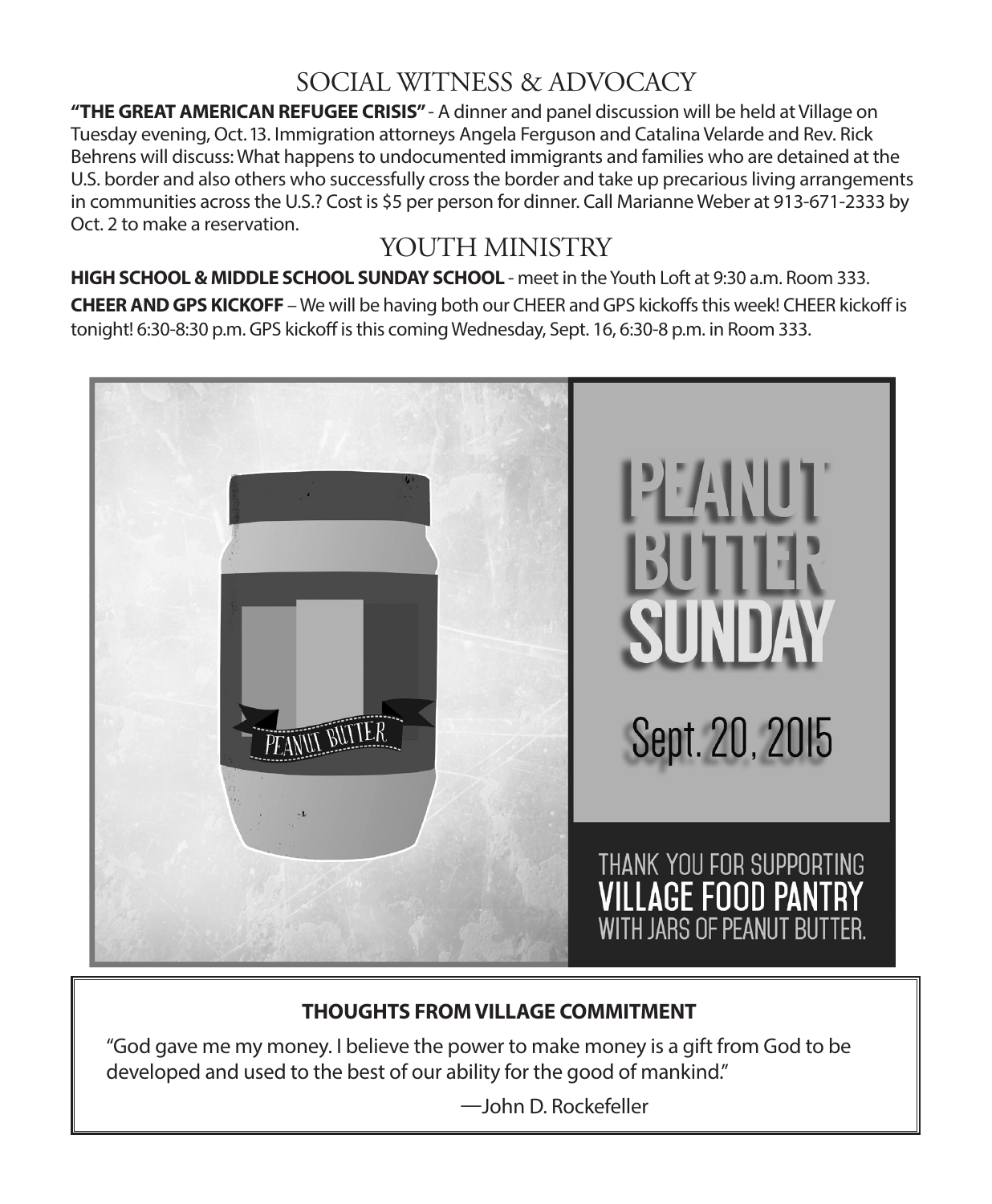## SOCIAL WITNESS & ADVOCACY

**"THE GREAT AMERICAN REFUGEE CRISIS"** - A dinner and panel discussion will be held at Village on Tuesday evening, Oct. 13. Immigration attorneys Angela Ferguson and Catalina Velarde and Rev. Rick Behrens will discuss: What happens to undocumented immigrants and families who are detained at the U.S. border and also others who successfully cross the border and take up precarious living arrangements in communities across the U.S.? Cost is $5 per person for dinner. Call Marianne Weber at 913-671-2333 by Oct. 2 to make a reservation.

## YOUTH MINISTRY

**HIGH SCHOOL & MIDDLE SCHOOL SUNDAY SCHOOL** - meet in the Youth Loft at 9:30 a.m. Room 333.

**CHEER AND GPS KICKOFF** – We will be having both our CHEER and GPS kickoffs this week! CHEER kickoff is tonight! 6:30-8:30 p.m. GPS kickoff is this coming Wednesday, Sept. 16, 6:30-8 p.m. in Room 333.

PEANUT BUTTER

# PEANUT BUTTER SUNDAY

Sept. 20, 2015

THANK YOU FOR SUPPORTING
**VILLAGE FOOD PANTRY**
WITH JARS OF PEANUT BUTTER.

**THOUGHTS FROM VILLAGE COMMITMENT**

"God gave me my money. I believe the power to make money is a gift from God to be developed and used to the best of our ability for the good of mankind."

—John D. Rockefeller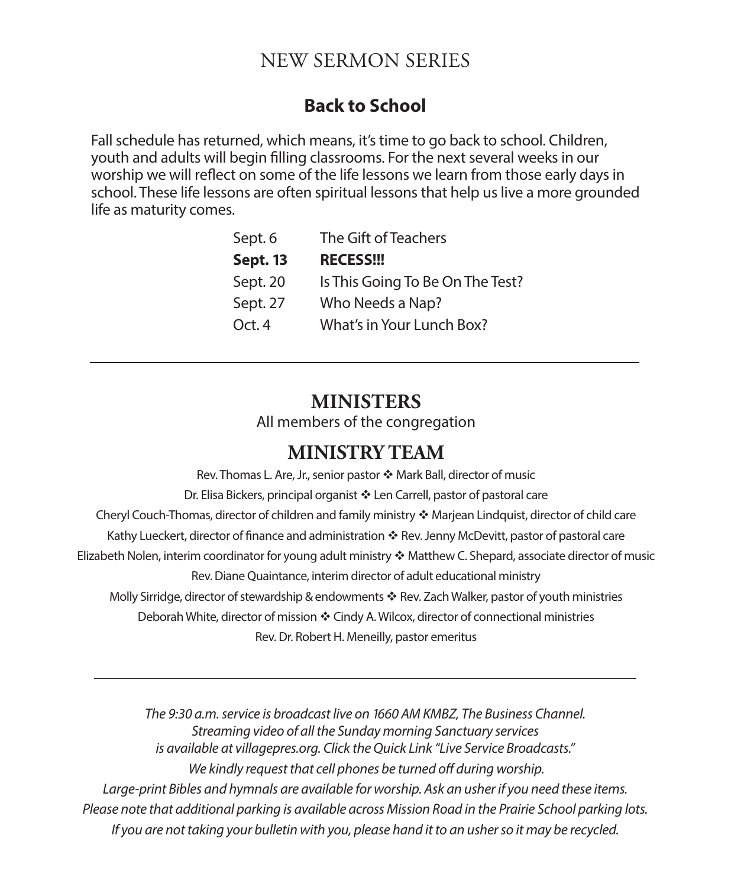## NEW SERMON SERIES

### Back to School

Fall schedule has returned, which means, it's time to go back to school. Children, youth and adults will begin filling classrooms. For the next several weeks in our worship we will reflect on some of the life lessons we learn from those early days in school. These life lessons are often spiritual lessons that help us live a more grounded life as maturity comes.

| | |
|---|---|
| Sept. 6 | The Gift of Teachers |
| **Sept. 13** | **RECESS!!!** |
| Sept. 20 | Is This Going To Be On The Test? |
| Sept. 27 | Who Needs a Nap? |
| Oct. 4 | What's in Your Lunch Box? |

---

## MINISTERS

All members of the congregation

## MINISTRY TEAM

Rev. Thomas L. Are, Jr., senior pastor ❖ Mark Ball, director of music
Dr. Elisa Bickers, principal organist ❖ Len Carrell, pastor of pastoral care
Cheryl Couch-Thomas, director of children and family ministry ❖ Marjean Lindquist, director of child care
Kathy Lueckert, director of finance and administration ❖ Rev. Jenny McDevitt, pastor of pastoral care
Elizabeth Nolen, interim coordinator for young adult ministry ❖ Matthew C. Shepard, associate director of music
Rev. Diane Quaintance, interim director of adult educational ministry
Molly Sirridge, director of stewardship & endowments ❖ Rev. Zach Walker, pastor of youth ministries
Deborah White, director of mission ❖ Cindy A. Wilcox, director of connectional ministries
Rev. Dr. Robert H. Meneilly, pastor emeritus

---

*The 9:30 a.m. service is broadcast live on 1660 AM KMBZ, The Business Channel.*
*Streaming video of all the Sunday morning Sanctuary services is available at villagepres.org. Click the Quick Link "Live Service Broadcasts."*
*We kindly request that cell phones be turned off during worship.*
*Large-print Bibles and hymnals are available for worship. Ask an usher if you need these items.*
*Please note that additional parking is available across Mission Road in the Prairie School parking lots.*
*If you are not taking your bulletin with you, please hand it to an usher so it may be recycled.*